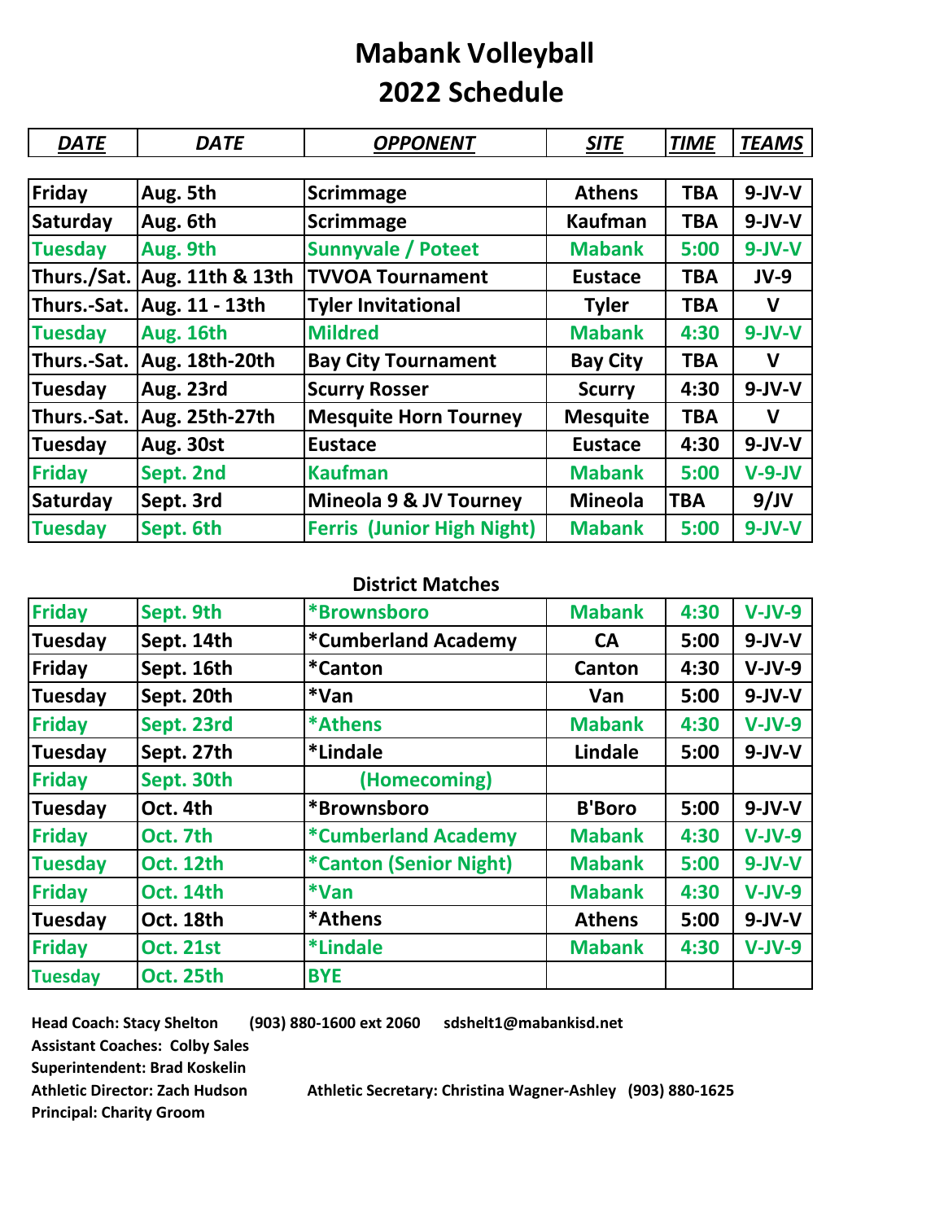# Mabank Volleyball
# 2022 Schedule

| ***DATE*** | ***DATE*** | ***OPPONENT*** | ***SITE*** | ***TIME*** | ***TEAMS*** |
|---|---|---|---|---|---|
| **Friday** | **Aug. 5th** | **Scrimmage** | **Athens** | **TBA** | **9-JV-V** |
| **Saturday** | **Aug. 6th** | **Scrimmage** | **Kaufman** | **TBA** | **9-JV-V** |
| **Tuesday** | **Aug. 9th** | **Sunnyvale / Poteet** | **Mabank** | **5:00** | **9-JV-V** |
| **Thurs./Sat.** | **Aug. 11th & 13th** | **TVVOA Tournament** | **Eustace** | **TBA** | **JV-9** |
| **Thurs.-Sat.** | **Aug. 11 - 13th** | **Tyler Invitational** | **Tyler** | **TBA** | **V** |
| **Tuesday** | **Aug. 16th** | **Mildred** | **Mabank** | **4:30** | **9-JV-V** |
| **Thurs.-Sat.** | **Aug. 18th-20th** | **Bay City Tournament** | **Bay City** | **TBA** | **V** |
| **Tuesday** | **Aug. 23rd** | **Scurry Rosser** | **Scurry** | **4:30** | **9-JV-V** |
| **Thurs.-Sat.** | **Aug. 25th-27th** | **Mesquite Horn Tourney** | **Mesquite** | **TBA** | **V** |
| **Tuesday** | **Aug. 30st** | **Eustace** | **Eustace** | **4:30** | **9-JV-V** |
| **Friday** | **Sept. 2nd** | **Kaufman** | **Mabank** | **5:00** | **V-9-JV** |
| **Saturday** | **Sept. 3rd** | **Mineola 9 & JV Tourney** | **Mineola** | **TBA** | **9/JV** |
| **Tuesday** | **Sept. 6th** | **Ferris (Junior High Night)** | **Mabank** | **5:00** | **9-JV-V** |

**District Matches**

| | | | | | |
|---|---|---|---|---|---|
| **Friday** | **Sept. 9th** | **\*Brownsboro** | **Mabank** | **4:30** | **V-JV-9** |
| **Tuesday** | **Sept. 14th** | **\*Cumberland Academy** | **CA** | **5:00** | **9-JV-V** |
| **Friday** | **Sept. 16th** | **\*Canton** | **Canton** | **4:30** | **V-JV-9** |
| **Tuesday** | **Sept. 20th** | **\*Van** | **Van** | **5:00** | **9-JV-V** |
| **Friday** | **Sept. 23rd** | **\*Athens** | **Mabank** | **4:30** | **V-JV-9** |
| **Tuesday** | **Sept. 27th** | **\*Lindale** | **Lindale** | **5:00** | **9-JV-V** |
| **Friday** | **Sept. 30th** | **(Homecoming)** | | | |
| **Tuesday** | **Oct. 4th** | **\*Brownsboro** | **B'Boro** | **5:00** | **9-JV-V** |
| **Friday** | **Oct. 7th** | **\*Cumberland Academy** | **Mabank** | **4:30** | **V-JV-9** |
| **Tuesday** | **Oct. 12th** | **\*Canton (Senior Night)** | **Mabank** | **5:00** | **9-JV-V** |
| **Friday** | **Oct. 14th** | **\*Van** | **Mabank** | **4:30** | **V-JV-9** |
| **Tuesday** | **Oct. 18th** | **\*Athens** | **Athens** | **5:00** | **9-JV-V** |
| **Friday** | **Oct. 21st** | **\*Lindale** | **Mabank** | **4:30** | **V-JV-9** |
| **Tuesday** | **Oct. 25th** | **BYE** | | | |

**Head Coach: Stacy Shelton (903) 880-1600 ext 2060 sdshelt1@mabankisd.net**
**Assistant Coaches: Colby Sales**
**Superintendent: Brad Koskelin**
**Athletic Director: Zach Hudson**
**Athletic Secretary: Christina Wagner-Ashley (903) 880-1625**
**Principal: Charity Groom**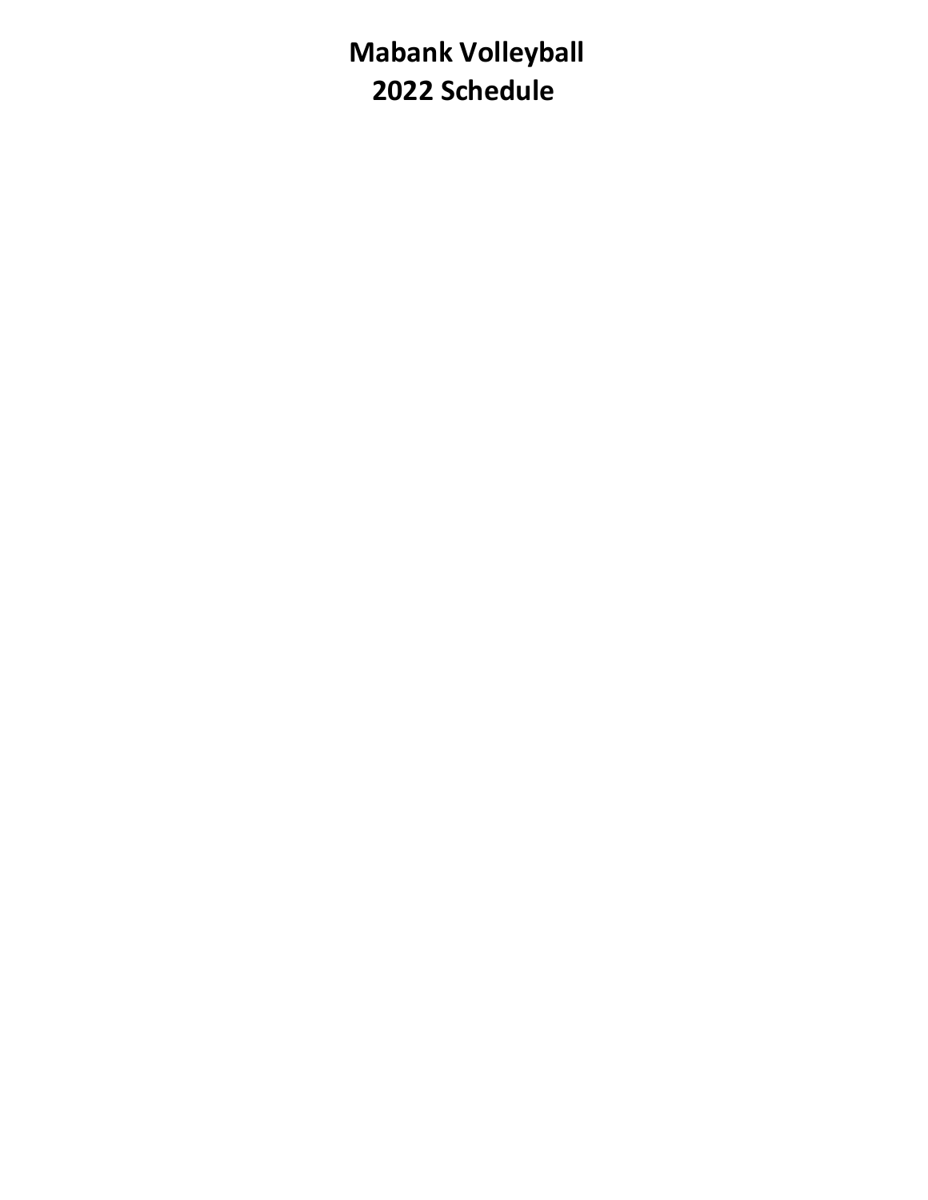# Mabank Volleyball
# 2022 Schedule